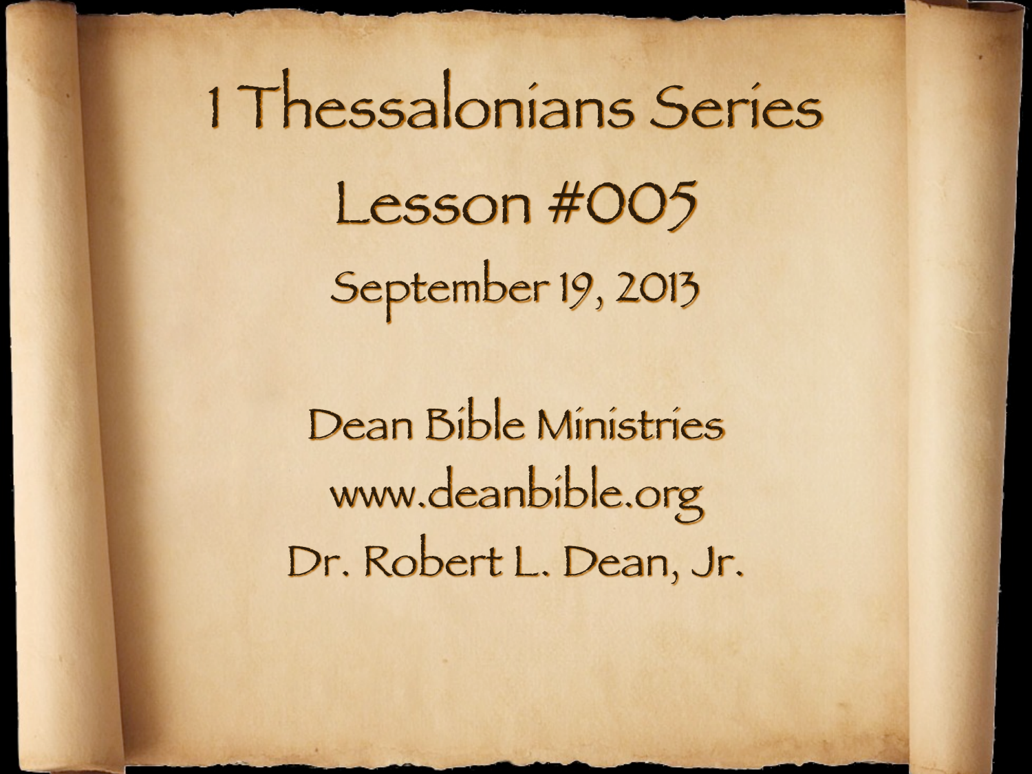# 1 Thessalonians Series

## Lesson #005

September 19, 2013

Dean Bible Ministries

www.deanbible.org

Dr. Robert L. Dean, Jr.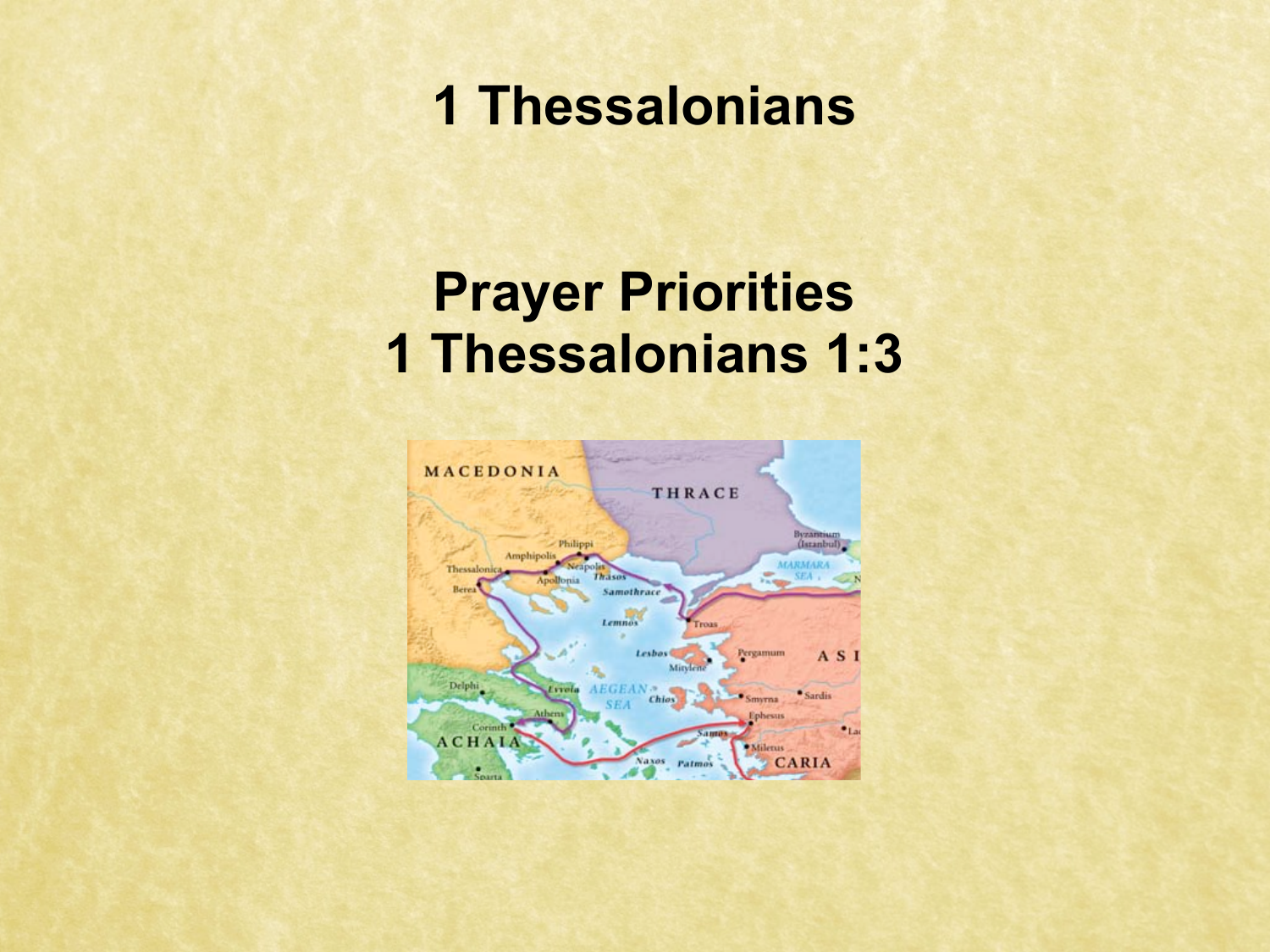# 1 Thessalonians

## Prayer Priorities
## 1 Thessalonians 1:3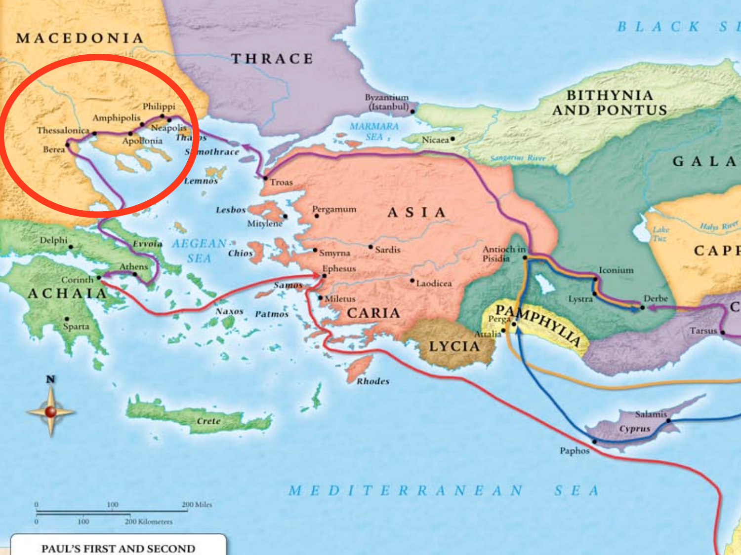PAUL'S FIRST AND SECOND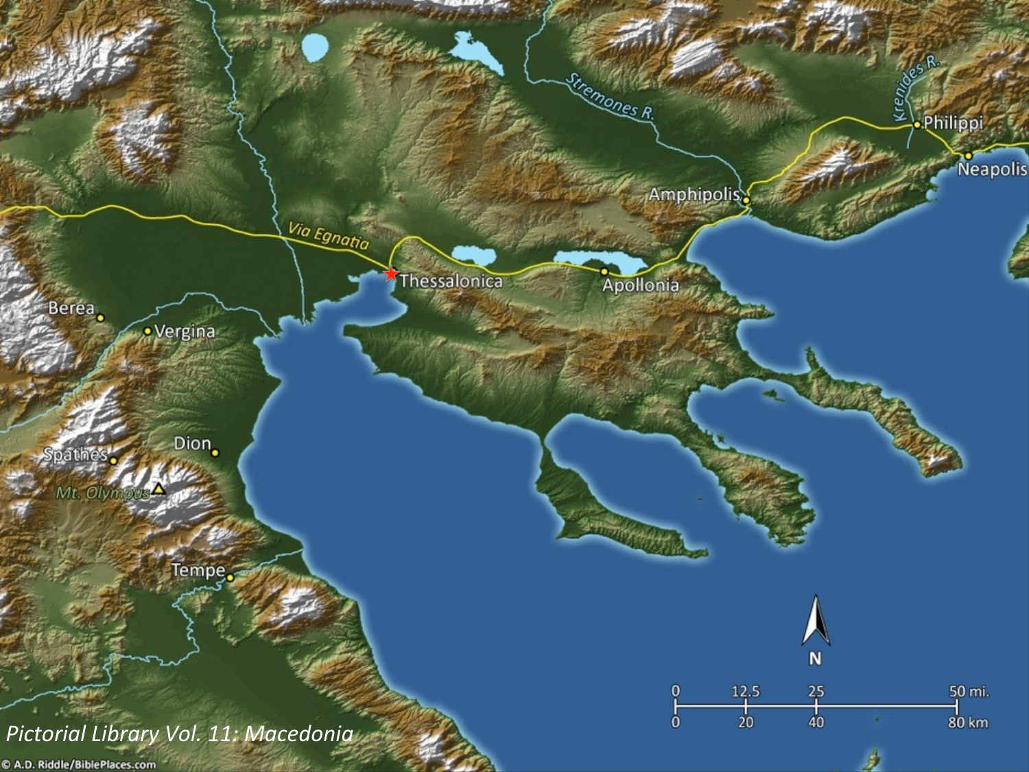*Pictorial Library Vol. 11: Macedonia*

© A.D. Riddle/BiblePlaces.com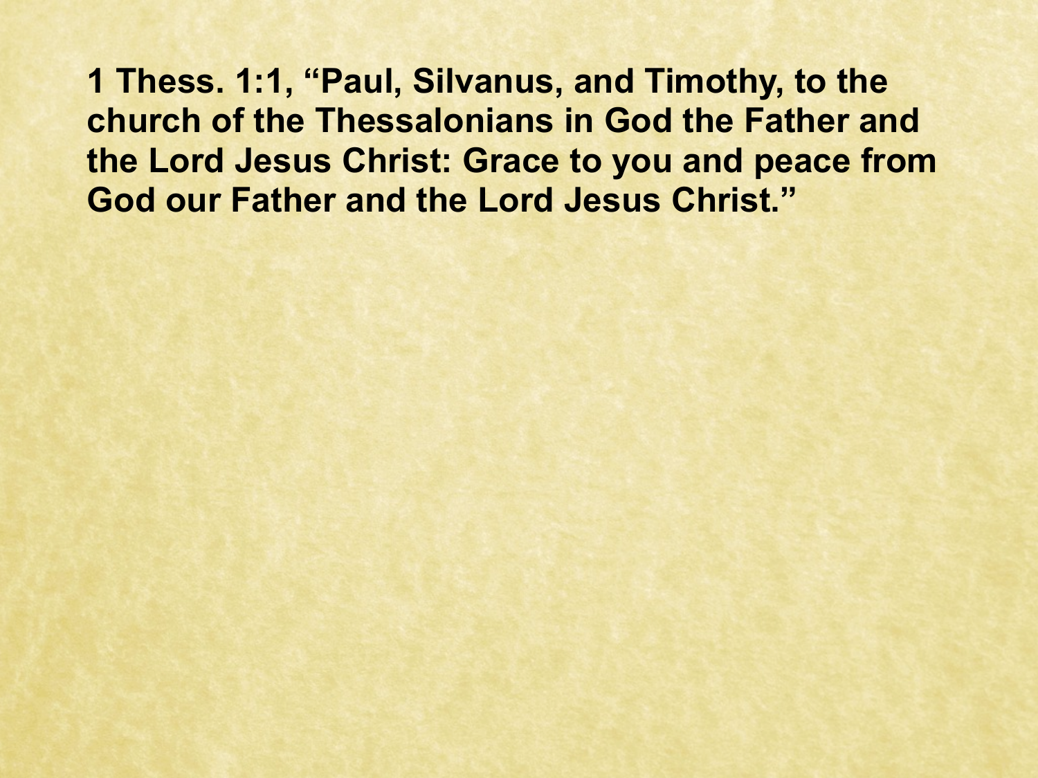**1 Thess. 1:1, "Paul, Silvanus, and Timothy, to the church of the Thessalonians in God the Father and the Lord Jesus Christ: Grace to you and peace from God our Father and the Lord Jesus Christ."**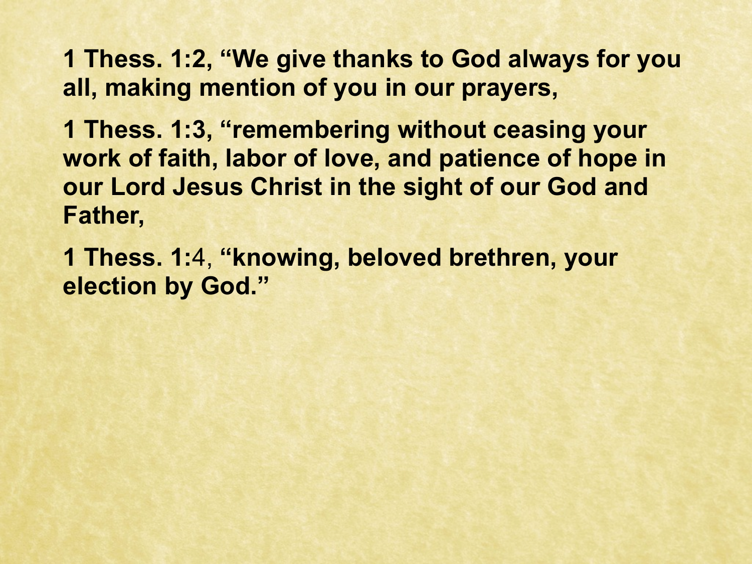**1 Thess. 1:2, "We give thanks to God always for you all, making mention of you in our prayers,**

**1 Thess. 1:3, "remembering without ceasing your work of faith, labor of love, and patience of hope in our Lord Jesus Christ in the sight of our God and Father,**

**1 Thess. 1:**4, **"knowing, beloved brethren, your election by God."**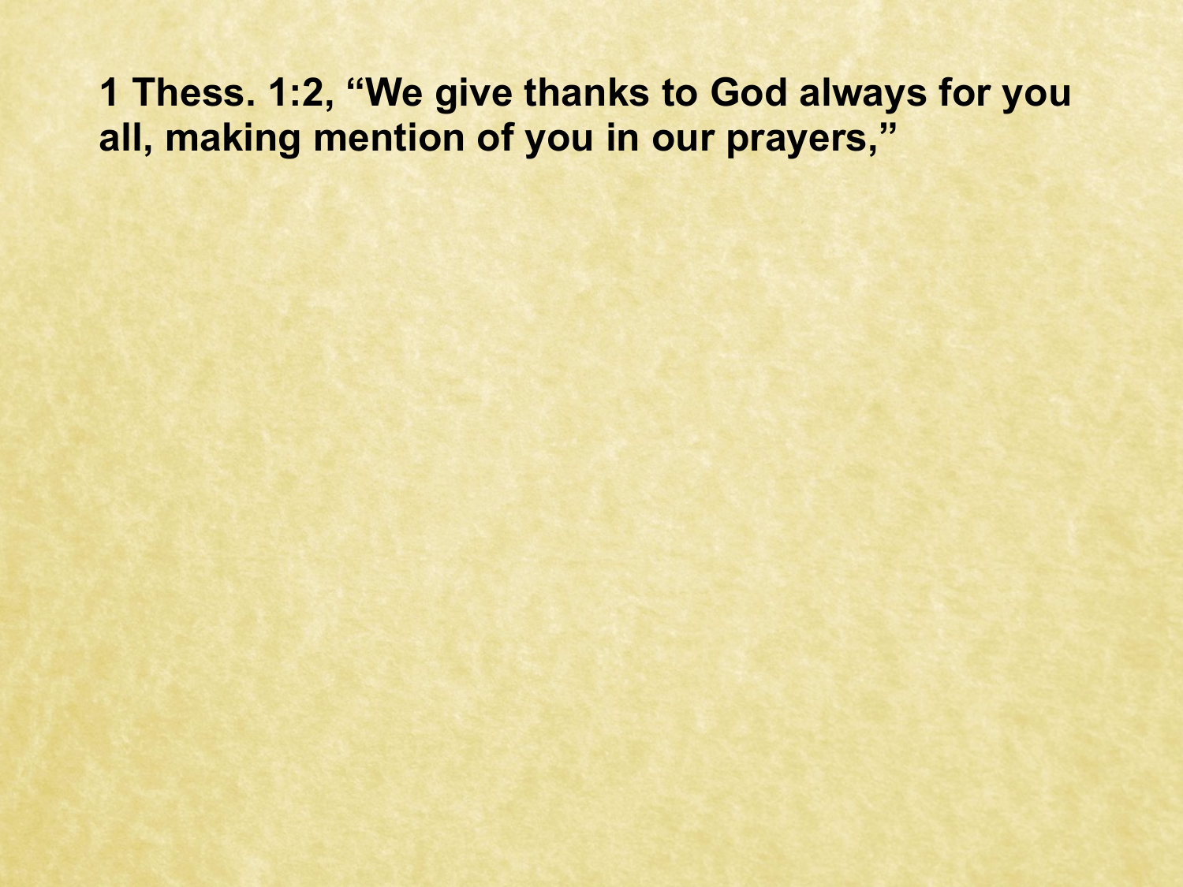**1 Thess. 1:2, “We give thanks to God always for you all, making mention of you in our prayers,”**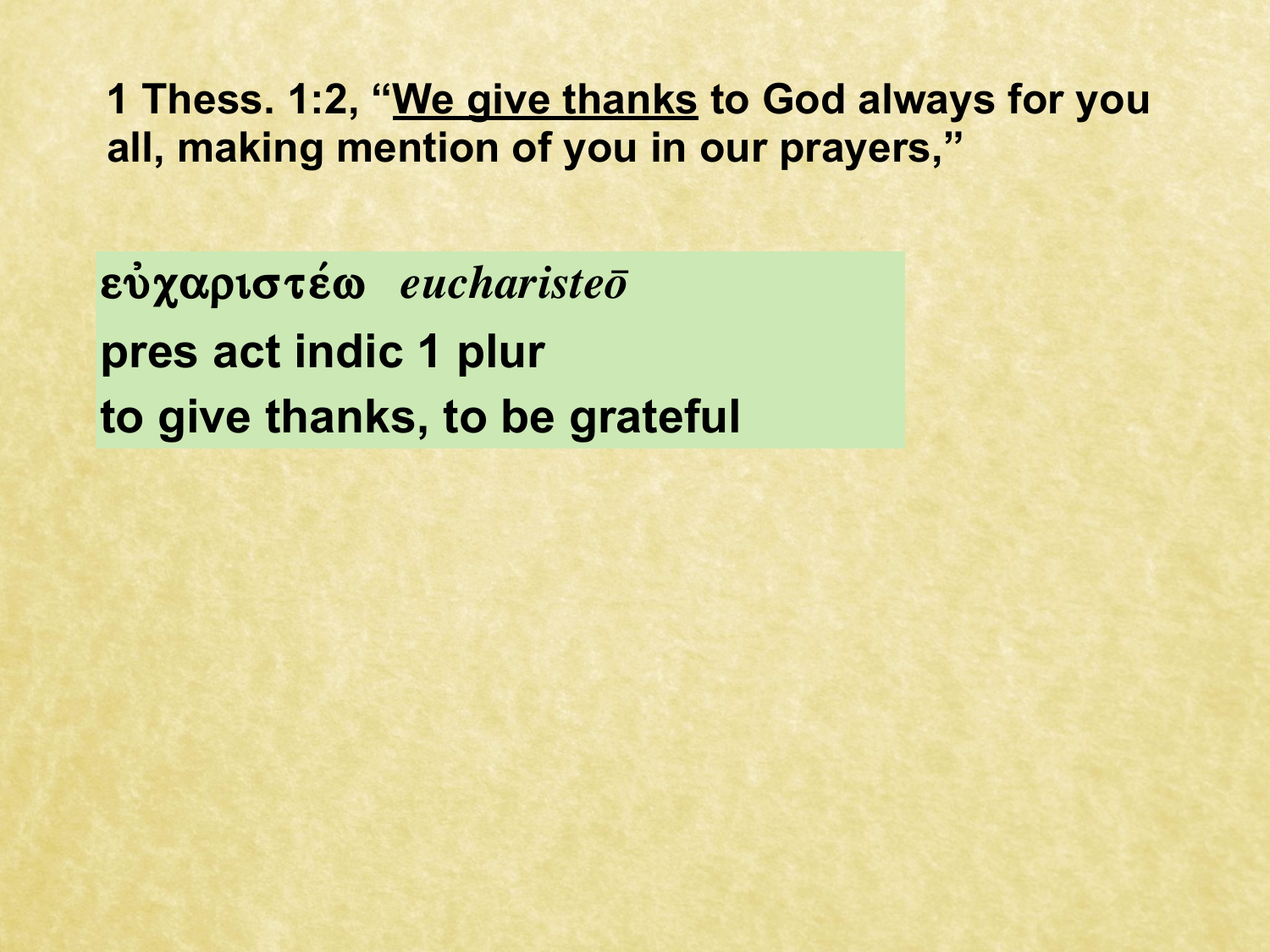**1 Thess. 1:2, “<u>We give thanks</u> to God always for you all, making mention of you in our prayers,”**

**εὐχαριστέω** ***eucharisteō***

**pres act indic 1 plur**

**to give thanks, to be grateful**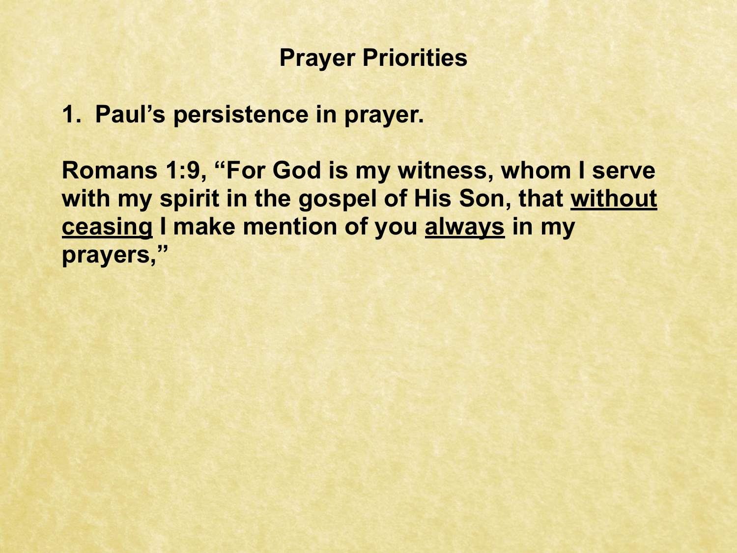## Prayer Priorities

**1. Paul's persistence in prayer.**

**Romans 1:9, "For God is my witness, whom I serve with my spirit in the gospel of His Son, that <u>without ceasing</u> I make mention of you <u>always</u> in my prayers,"**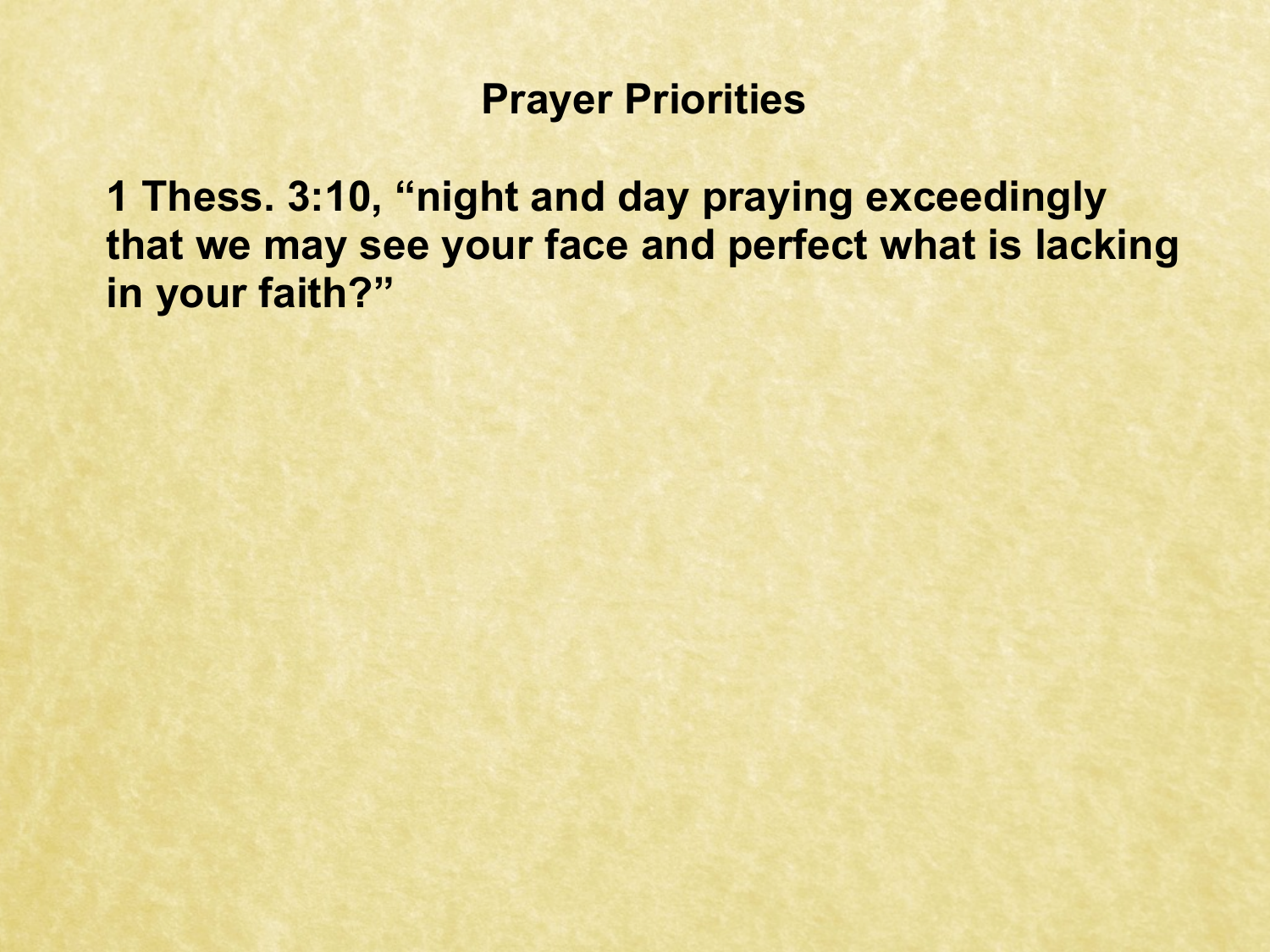# Prayer Priorities

**1 Thess. 3:10, “night and day praying exceedingly that we may see your face and perfect what is lacking in your faith?”**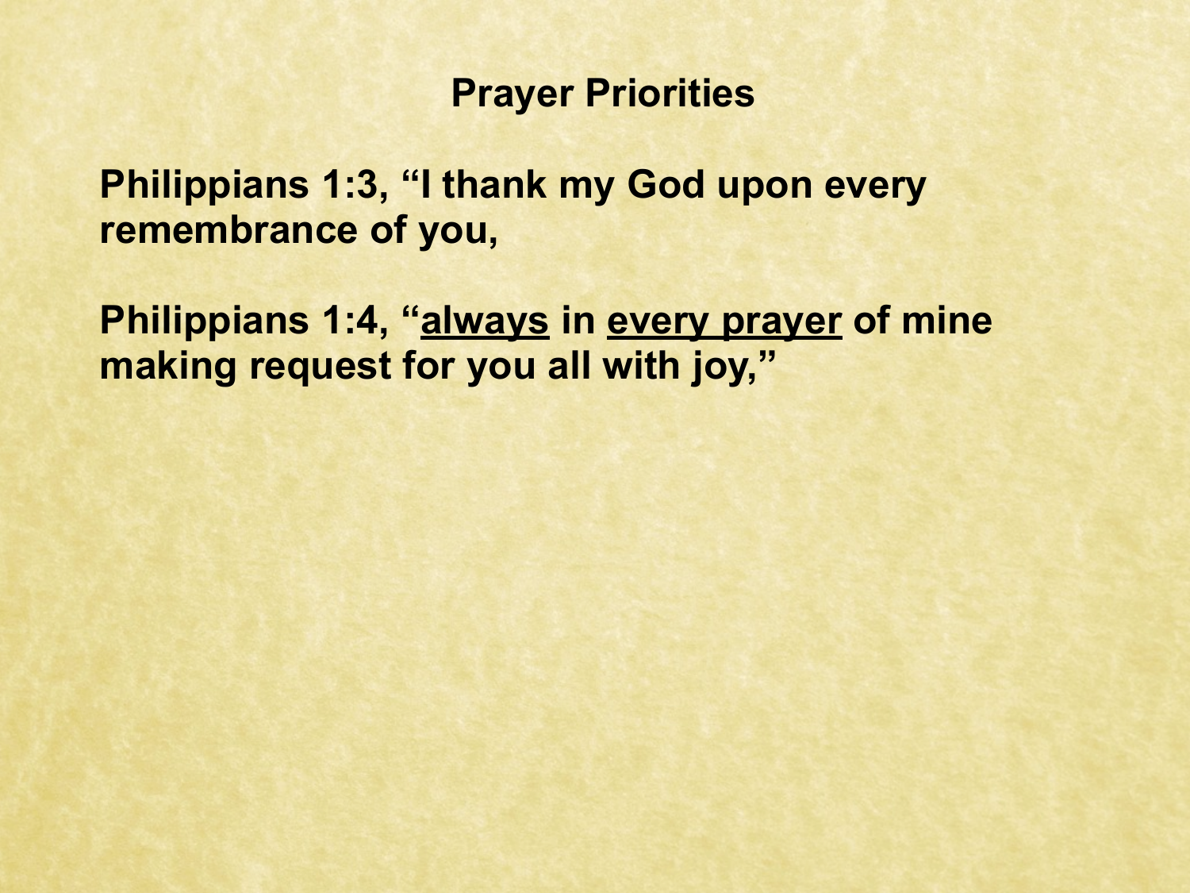# Prayer Priorities

**Philippians 1:3, "I thank my God upon every remembrance of you,**

**Philippians 1:4, "<u>always</u> in <u>every prayer</u> of mine making request for you all with joy,"**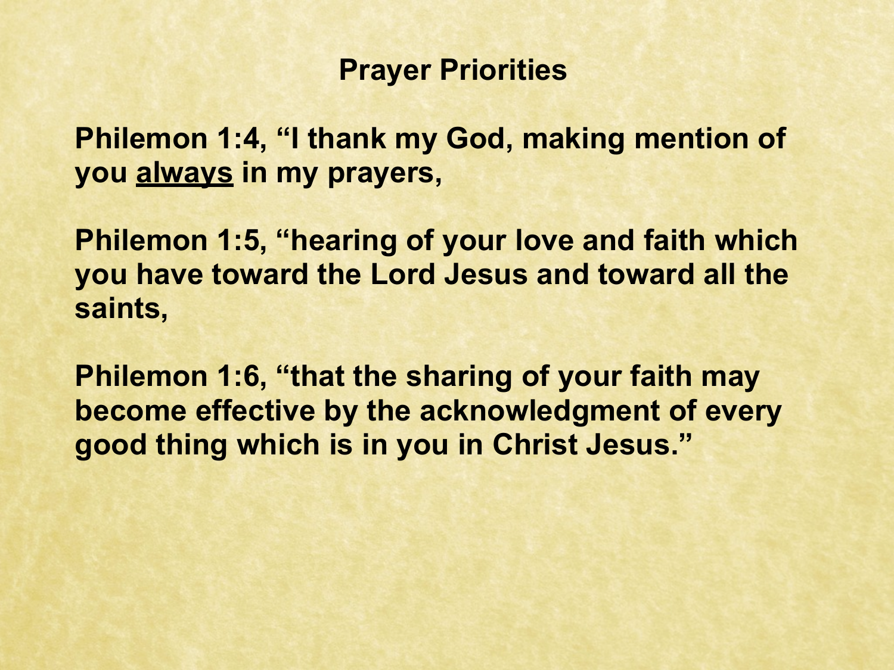# Prayer Priorities

**Philemon 1:4, "I thank my God, making mention of you <u>always</u> in my prayers,**

**Philemon 1:5, "hearing of your love and faith which you have toward the Lord Jesus and toward all the saints,**

**Philemon 1:6, "that the sharing of your faith may become effective by the acknowledgment of every good thing which is in you in Christ Jesus."**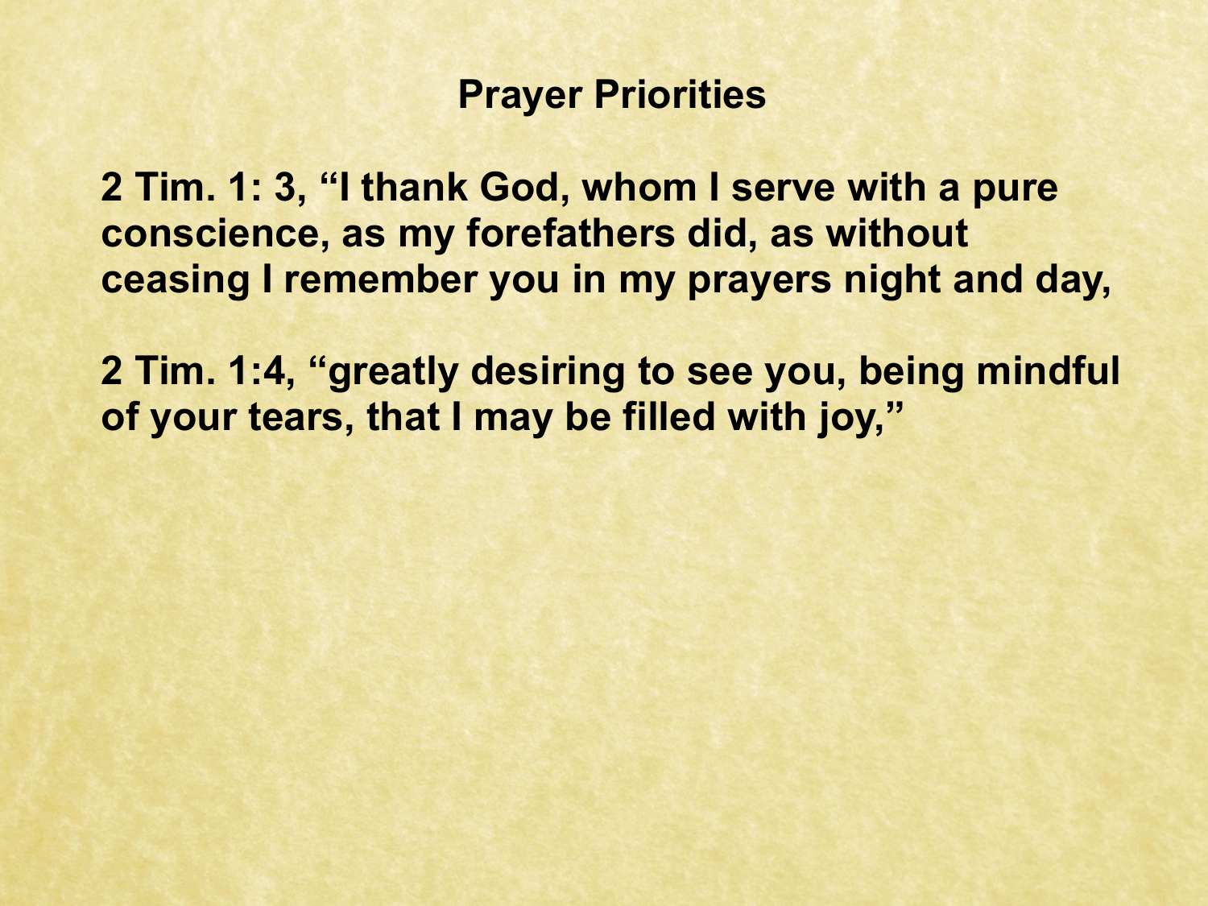# Prayer Priorities

**2 Tim. 1: 3, "I thank God, whom I serve with a pure conscience, as my forefathers did, as without ceasing I remember you in my prayers night and day,**

**2 Tim. 1:4, "greatly desiring to see you, being mindful of your tears, that I may be filled with joy,"**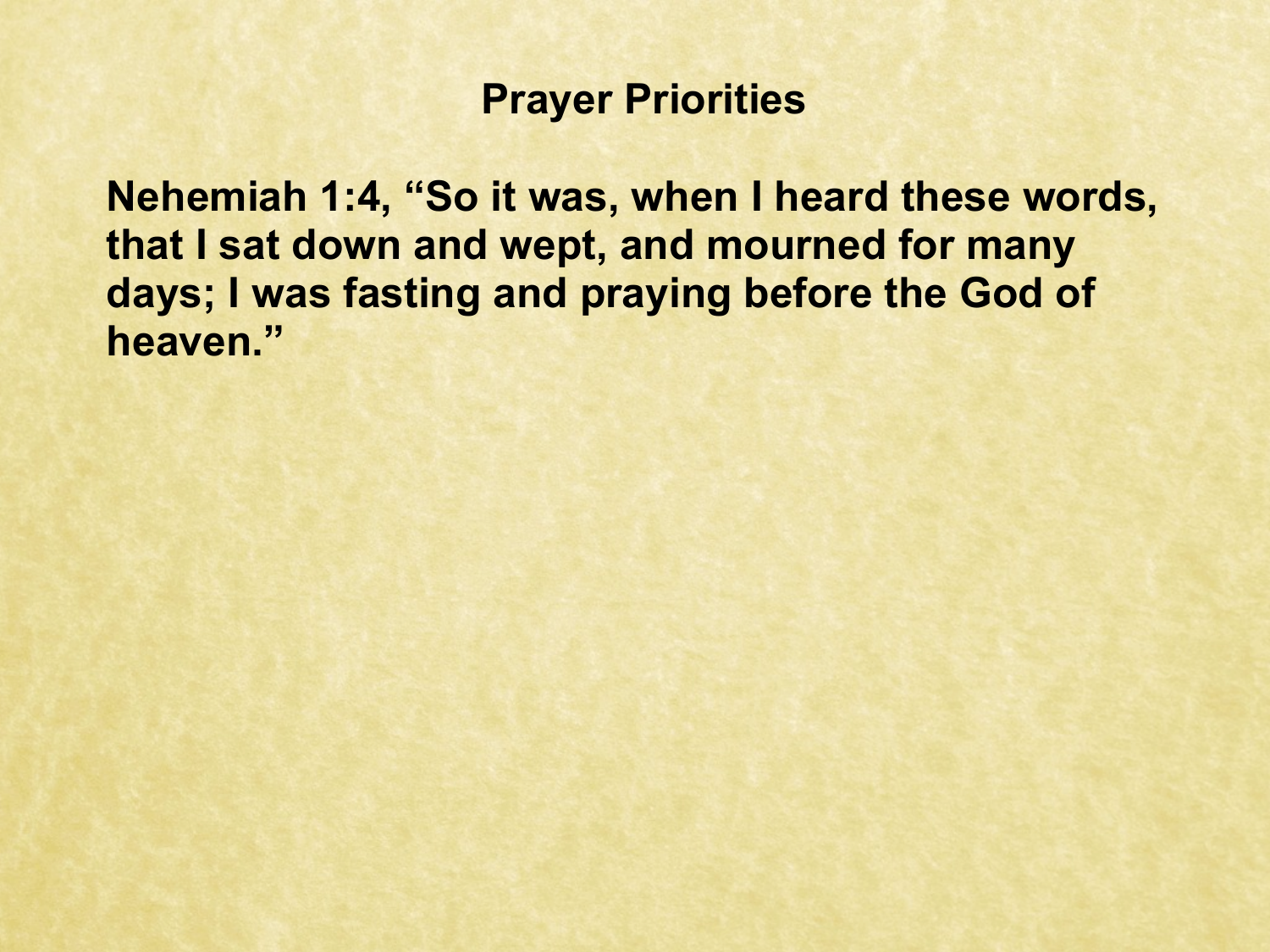# Prayer Priorities

**Nehemiah 1:4, "So it was, when I heard these words, that I sat down and wept, and mourned for many days; I was fasting and praying before the God of heaven."**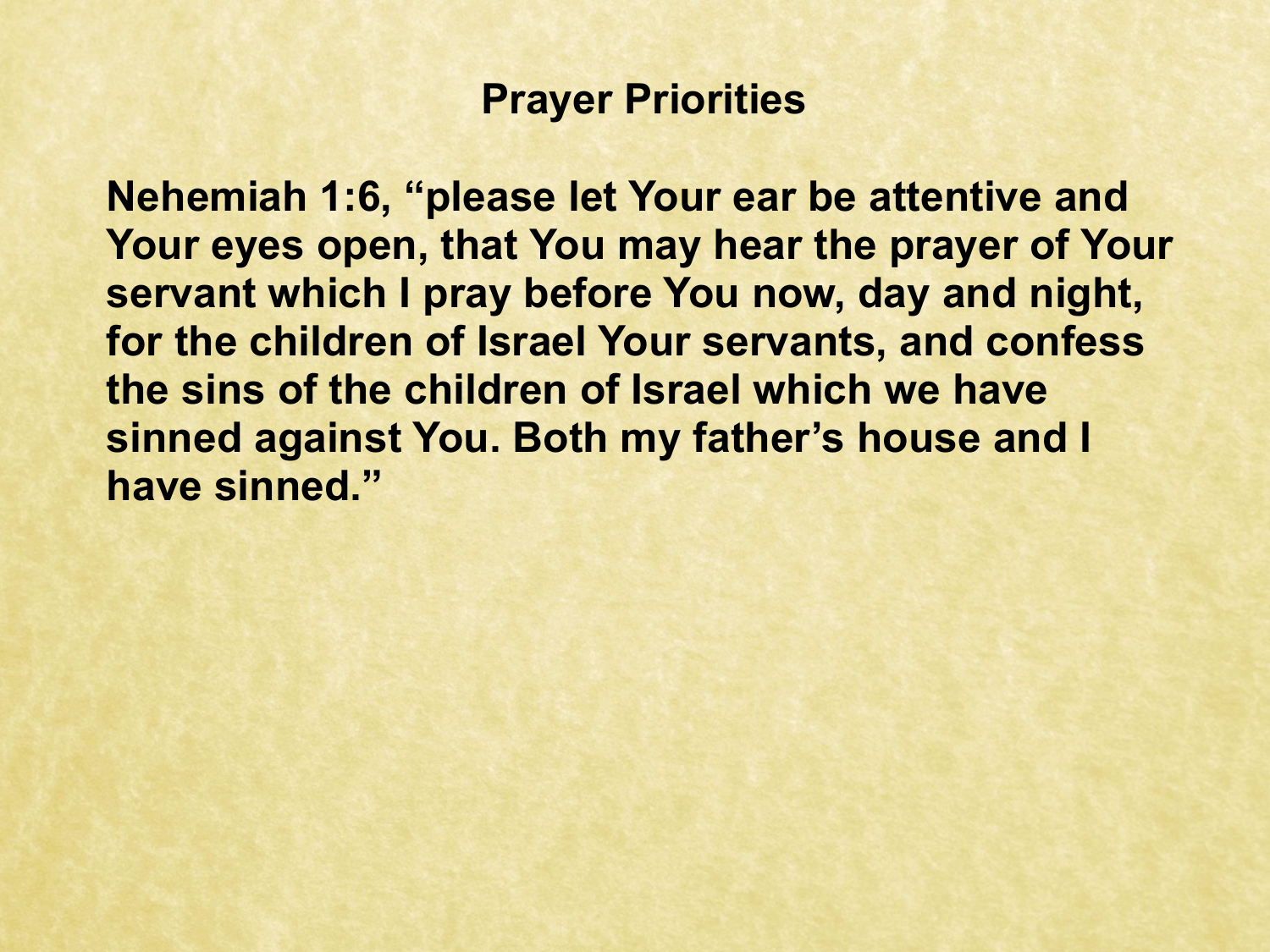# Prayer Priorities

**Nehemiah 1:6, "please let Your ear be attentive and Your eyes open, that You may hear the prayer of Your servant which I pray before You now, day and night, for the children of Israel Your servants, and confess the sins of the children of Israel which we have sinned against You. Both my father's house and I have sinned."**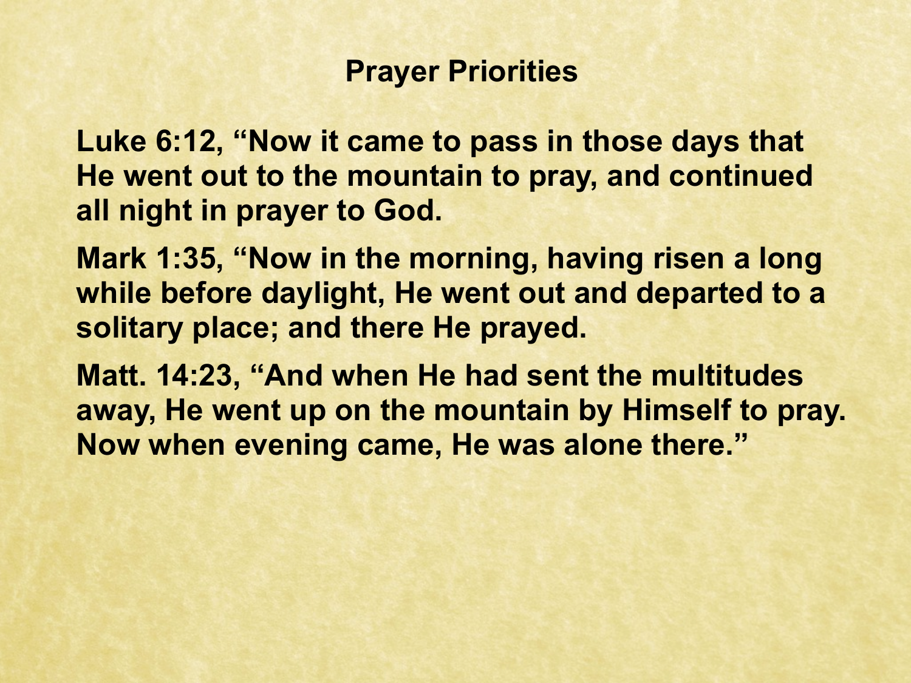# Prayer Priorities

**Luke 6:12, "Now it came to pass in those days that He went out to the mountain to pray, and continued all night in prayer to God.**

**Mark 1:35, "Now in the morning, having risen a long while before daylight, He went out and departed to a solitary place; and there He prayed.**

**Matt. 14:23, "And when He had sent the multitudes away, He went up on the mountain by Himself to pray. Now when evening came, He was alone there."**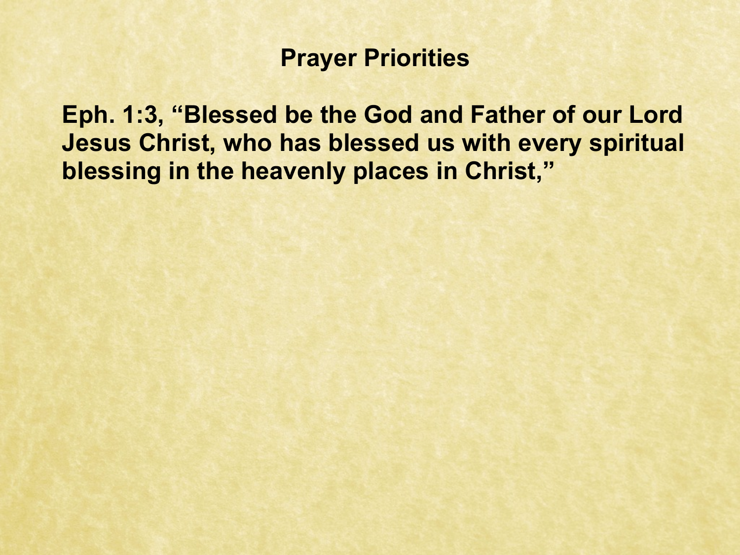## Prayer Priorities

**Eph. 1:3, "Blessed be the God and Father of our Lord Jesus Christ, who has blessed us with every spiritual blessing in the heavenly places in Christ,"**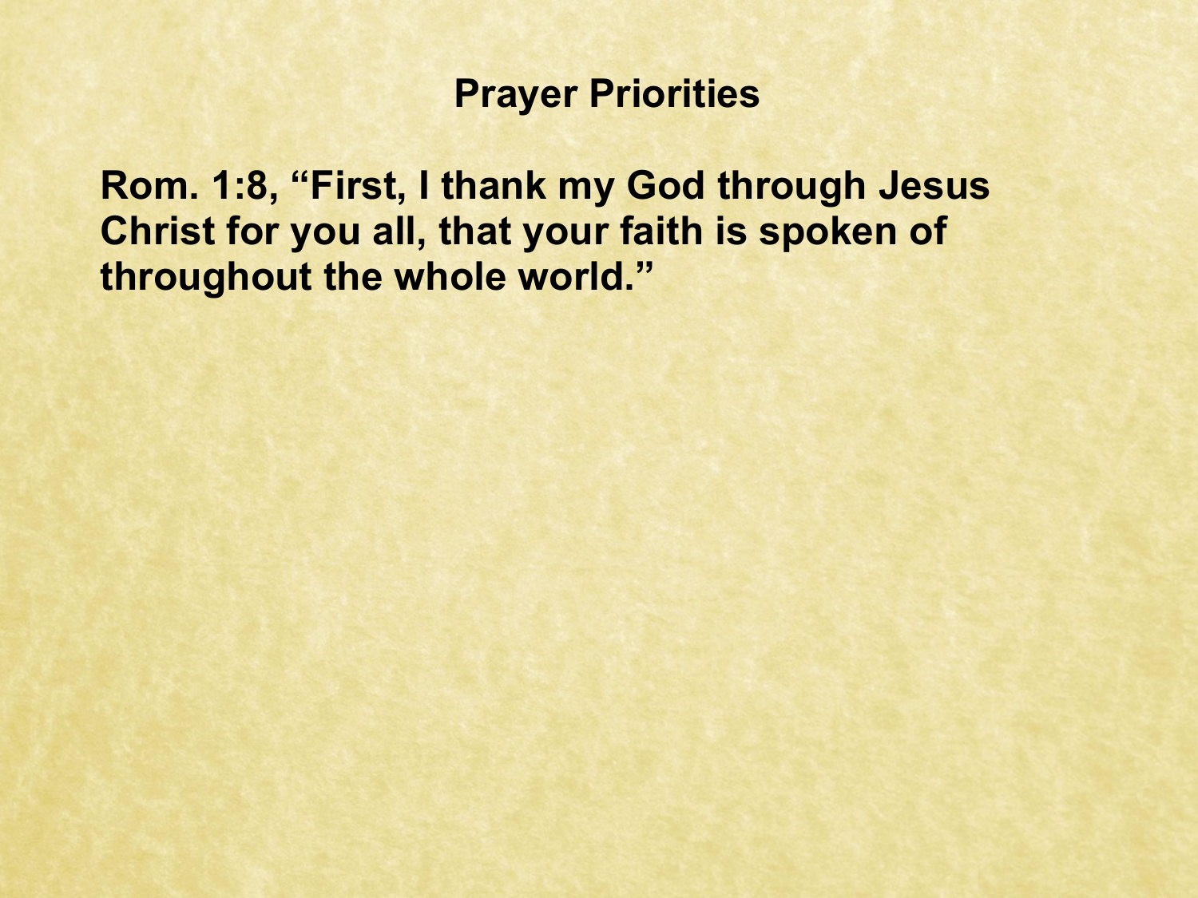# Prayer Priorities

**Rom. 1:8, "First, I thank my God through Jesus Christ for you all, that your faith is spoken of throughout the whole world."**